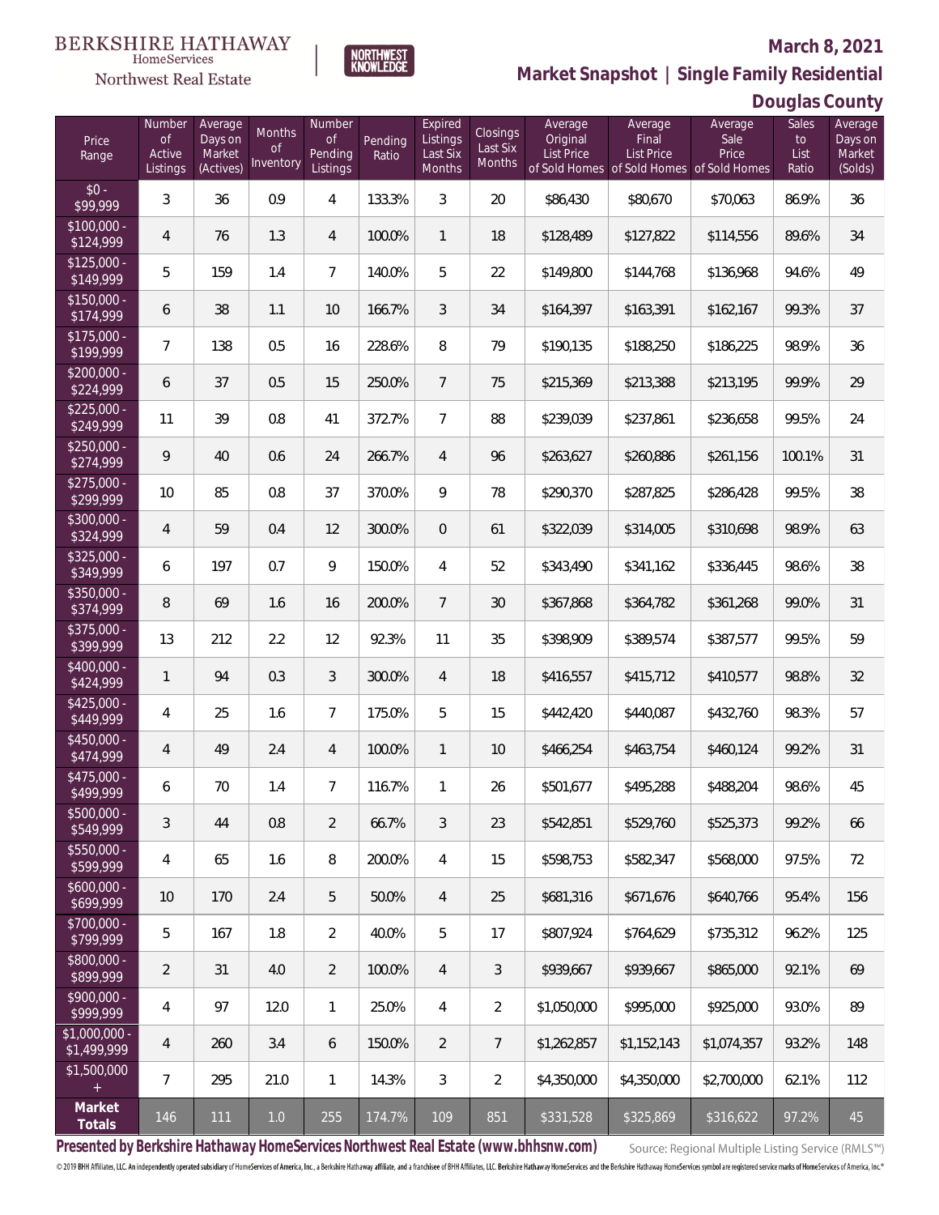BERKSHIRE HATHAWAY HomeServices Northwest Real Estate

NORTHWEST KNOWLEDGE

# March 8, 2021

## Market Snapshot | Single Family Residential

### Douglas County

| Price Range | Number of Active Listings | Average Days on Market (Actives) | Months of Inventory | Number of Pending Listings | Pending Ratio | Expired Listings Last Six Months | Closings Last Six Months | Average Original List Price of Sold Homes | Average Final List Price of Sold Homes | Average Sale Price of Sold Homes | Sales to List Ratio | Average Days on Market (Solds) |
|---|---|---|---|---|---|---|---|---|---|---|---|---|
| $0 - $99,999 | 3 | 36 | 0.9 | 4 | 133.3% | 3 | 20 | $86,430 | $80,670 | $70,063 | 86.9% | 36 |
| $100,000 - $124,999 | 4 | 76 | 1.3 | 4 | 100.0% | 1 | 18 | $128,489 | $127,822 | $114,556 | 89.6% | 34 |
| $125,000 - $149,999 | 5 | 159 | 1.4 | 7 | 140.0% | 5 | 22 | $149,800 | $144,768 | $136,968 | 94.6% | 49 |
| $150,000 - $174,999 | 6 | 38 | 1.1 | 10 | 166.7% | 3 | 34 | $164,397 | $163,391 | $162,167 | 99.3% | 37 |
| $175,000 - $199,999 | 7 | 138 | 0.5 | 16 | 228.6% | 8 | 79 | $190,135 | $188,250 | $186,225 | 98.9% | 36 |
| $200,000 - $224,999 | 6 | 37 | 0.5 | 15 | 250.0% | 7 | 75 | $215,369 | $213,388 | $213,195 | 99.9% | 29 |
| $225,000 - $249,999 | 11 | 39 | 0.8 | 41 | 372.7% | 7 | 88 | $239,039 | $237,861 | $236,658 | 99.5% | 24 |
| $250,000 - $274,999 | 9 | 40 | 0.6 | 24 | 266.7% | 4 | 96 | $263,627 | $260,886 | $261,156 | 100.1% | 31 |
| $275,000 - $299,999 | 10 | 85 | 0.8 | 37 | 370.0% | 9 | 78 | $290,370 | $287,825 | $286,428 | 99.5% | 38 |
| $300,000 - $324,999 | 4 | 59 | 0.4 | 12 | 300.0% | 0 | 61 | $322,039 | $314,005 | $310,698 | 98.9% | 63 |
| $325,000 - $349,999 | 6 | 197 | 0.7 | 9 | 150.0% | 4 | 52 | $343,490 | $341,162 | $336,445 | 98.6% | 38 |
| $350,000 - $374,999 | 8 | 69 | 1.6 | 16 | 200.0% | 7 | 30 | $367,868 | $364,782 | $361,268 | 99.0% | 31 |
| $375,000 - $399,999 | 13 | 212 | 2.2 | 12 | 92.3% | 11 | 35 | $398,909 | $389,574 | $387,577 | 99.5% | 59 |
| $400,000 - $424,999 | 1 | 94 | 0.3 | 3 | 300.0% | 4 | 18 | $416,557 | $415,712 | $410,577 | 98.8% | 32 |
| $425,000 - $449,999 | 4 | 25 | 1.6 | 7 | 175.0% | 5 | 15 | $442,420 | $440,087 | $432,760 | 98.3% | 57 |
| $450,000 - $474,999 | 4 | 49 | 2.4 | 4 | 100.0% | 1 | 10 | $466,254 | $463,754 | $460,124 | 99.2% | 31 |
| $475,000 - $499,999 | 6 | 70 | 1.4 | 7 | 116.7% | 1 | 26 | $501,677 | $495,288 | $488,204 | 98.6% | 45 |
| $500,000 - $549,999 | 3 | 44 | 0.8 | 2 | 66.7% | 3 | 23 | $542,851 | $529,760 | $525,373 | 99.2% | 66 |
| $550,000 - $599,999 | 4 | 65 | 1.6 | 8 | 200.0% | 4 | 15 | $598,753 | $582,347 | $568,000 | 97.5% | 72 |
| $600,000 - $699,999 | 10 | 170 | 2.4 | 5 | 50.0% | 4 | 25 | $681,316 | $671,676 | $640,766 | 95.4% | 156 |
| $700,000 - $799,999 | 5 | 167 | 1.8 | 2 | 40.0% | 5 | 17 | $807,924 | $764,629 | $735,312 | 96.2% | 125 |
| $800,000 - $899,999 | 2 | 31 | 4.0 | 2 | 100.0% | 4 | 3 | $939,667 | $939,667 | $865,000 | 92.1% | 69 |
| $900,000 - $999,999 | 4 | 97 | 12.0 | 1 | 25.0% | 4 | 2 | $1,050,000 | $995,000 | $925,000 | 93.0% | 89 |
| $1,000,000 - $1,499,999 | 4 | 260 | 3.4 | 6 | 150.0% | 2 | 7 | $1,262,857 | $1,152,143 | $1,074,357 | 93.2% | 148 |
| $1,500,000 + | 7 | 295 | 21.0 | 1 | 14.3% | 3 | 2 | $4,350,000 | $4,350,000 | $2,700,000 | 62.1% | 112 |
| **Market Totals** | 146 | 111 | 1.0 | 255 | 174.7% | 109 | 851 | $331,528 | $325,869 | $316,622 | 97.2% | 45 |

**Presented by Berkshire Hathaway HomeServices Northwest Real Estate (www.bhhsnw.com)**

Source: Regional Multiple Listing Service (RMLS™)

© 2019 BHH Affiliates, LLC. An independently operated subsidiary of HomeServices of America, Inc., a Berkshire Hathaway affiliate, and a franchisee of BHH Affiliates, LLC. Berkshire Hathaway HomeServices and the Berkshire Hathaway HomeServices symbol are registered service marks of HomeServices of America, Inc.®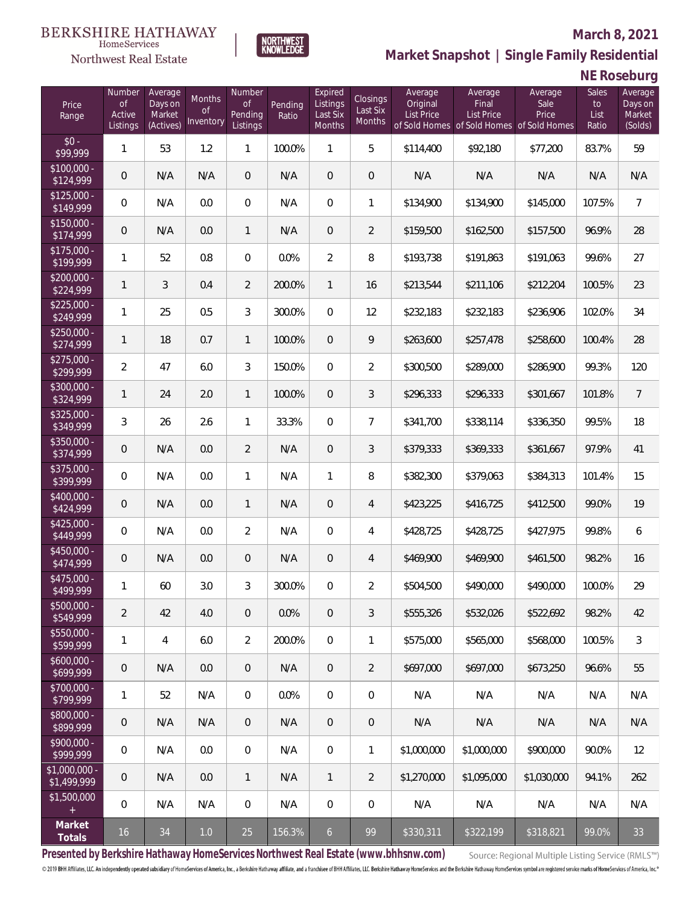BERKSHIRE HATHAWAY HomeServices Northwest Real Estate

NORTHWEST KNOWLEDGE

**March 8, 2021**

**Market Snapshot | Single Family Residential**

**NE Roseburg**

| Price Range | Number of Active Listings | Average Days on Market (Actives) | Months of Inventory | Number of Pending Listings | Pending Ratio | Expired Listings Last Six Months | Closings Last Six Months | Average Original List Price of Sold Homes | Average Final List Price of Sold Homes | Average Sale Price of Sold Homes | Sales to List Ratio | Average Days on Market (Solds) |
|---|---|---|---|---|---|---|---|---|---|---|---|---|
| $0 - $99,999 | 1 | 53 | 1.2 | 1 | 100.0% | 1 | 5 | $114,400 | $92,180 | $77,200 | 83.7% | 59 |
| $100,000 - $124,999 | 0 | N/A | N/A | 0 | N/A | 0 | 0 | N/A | N/A | N/A | N/A | N/A |
| $125,000 - $149,999 | 0 | N/A | 0.0 | 0 | N/A | 0 | 1 | $134,900 | $134,900 | $145,000 | 107.5% | 7 |
| $150,000 - $174,999 | 0 | N/A | 0.0 | 1 | N/A | 0 | 2 | $159,500 | $162,500 | $157,500 | 96.9% | 28 |
| $175,000 - $199,999 | 1 | 52 | 0.8 | 0 | 0.0% | 2 | 8 | $193,738 | $191,863 | $191,063 | 99.6% | 27 |
| $200,000 - $224,999 | 1 | 3 | 0.4 | 2 | 200.0% | 1 | 16 | $213,544 | $211,106 | $212,204 | 100.5% | 23 |
| $225,000 - $249,999 | 1 | 25 | 0.5 | 3 | 300.0% | 0 | 12 | $232,183 | $232,183 | $236,906 | 102.0% | 34 |
| $250,000 - $274,999 | 1 | 18 | 0.7 | 1 | 100.0% | 0 | 9 | $263,600 | $257,478 | $258,600 | 100.4% | 28 |
| $275,000 - $299,999 | 2 | 47 | 6.0 | 3 | 150.0% | 0 | 2 | $300,500 | $289,000 | $286,900 | 99.3% | 120 |
| $300,000 - $324,999 | 1 | 24 | 2.0 | 1 | 100.0% | 0 | 3 | $296,333 | $296,333 | $301,667 | 101.8% | 7 |
| $325,000 - $349,999 | 3 | 26 | 2.6 | 1 | 33.3% | 0 | 7 | $341,700 | $338,114 | $336,350 | 99.5% | 18 |
| $350,000 - $374,999 | 0 | N/A | 0.0 | 2 | N/A | 0 | 3 | $379,333 | $369,333 | $361,667 | 97.9% | 41 |
| $375,000 - $399,999 | 0 | N/A | 0.0 | 1 | N/A | 1 | 8 | $382,300 | $379,063 | $384,313 | 101.4% | 15 |
| $400,000 - $424,999 | 0 | N/A | 0.0 | 1 | N/A | 0 | 4 | $423,225 | $416,725 | $412,500 | 99.0% | 19 |
| $425,000 - $449,999 | 0 | N/A | 0.0 | 2 | N/A | 0 | 4 | $428,725 | $428,725 | $427,975 | 99.8% | 6 |
| $450,000 - $474,999 | 0 | N/A | 0.0 | 0 | N/A | 0 | 4 | $469,900 | $469,900 | $461,500 | 98.2% | 16 |
| $475,000 - $499,999 | 1 | 60 | 3.0 | 3 | 300.0% | 0 | 2 | $504,500 | $490,000 | $490,000 | 100.0% | 29 |
| $500,000 - $549,999 | 2 | 42 | 4.0 | 0 | 0.0% | 0 | 3 | $555,326 | $532,026 | $522,692 | 98.2% | 42 |
| $550,000 - $599,999 | 1 | 4 | 6.0 | 2 | 200.0% | 0 | 1 | $575,000 | $565,000 | $568,000 | 100.5% | 3 |
| $600,000 - $699,999 | 0 | N/A | 0.0 | 0 | N/A | 0 | 2 | $697,000 | $697,000 | $673,250 | 96.6% | 55 |
| $700,000 - $799,999 | 1 | 52 | N/A | 0 | 0.0% | 0 | 0 | N/A | N/A | N/A | N/A | N/A |
| $800,000 - $899,999 | 0 | N/A | N/A | 0 | N/A | 0 | 0 | N/A | N/A | N/A | N/A | N/A |
| $900,000 - $999,999 | 0 | N/A | 0.0 | 0 | N/A | 0 | 1 | $1,000,000 | $1,000,000 | $900,000 | 90.0% | 12 |
| $1,000,000 - $1,499,999 | 0 | N/A | 0.0 | 1 | N/A | 1 | 2 | $1,270,000 | $1,095,000 | $1,030,000 | 94.1% | 262 |
| $1,500,000 + | 0 | N/A | N/A | 0 | N/A | 0 | 0 | N/A | N/A | N/A | N/A | N/A |
| **Market Totals** | 16 | 34 | 1.0 | 25 | 156.3% | 6 | 99 | $330,311 | $322,199 | $318,821 | 99.0% | 33 |

**Presented by Berkshire Hathaway HomeServices Northwest Real Estate (www.bhhsnw.com)**

Source: Regional Multiple Listing Service (RMLS™)

© 2019 BHH Affiliates, LLC. An independently operated subsidiary of HomeServices of America, Inc., a Berkshire Hathaway affiliate, and a franchisee of BHH Affiliates, LLC. Berkshire Hathaway HomeServices and the Berkshire Hathaway HomeServices symbol are registered service marks of HomeServices of America, Inc.®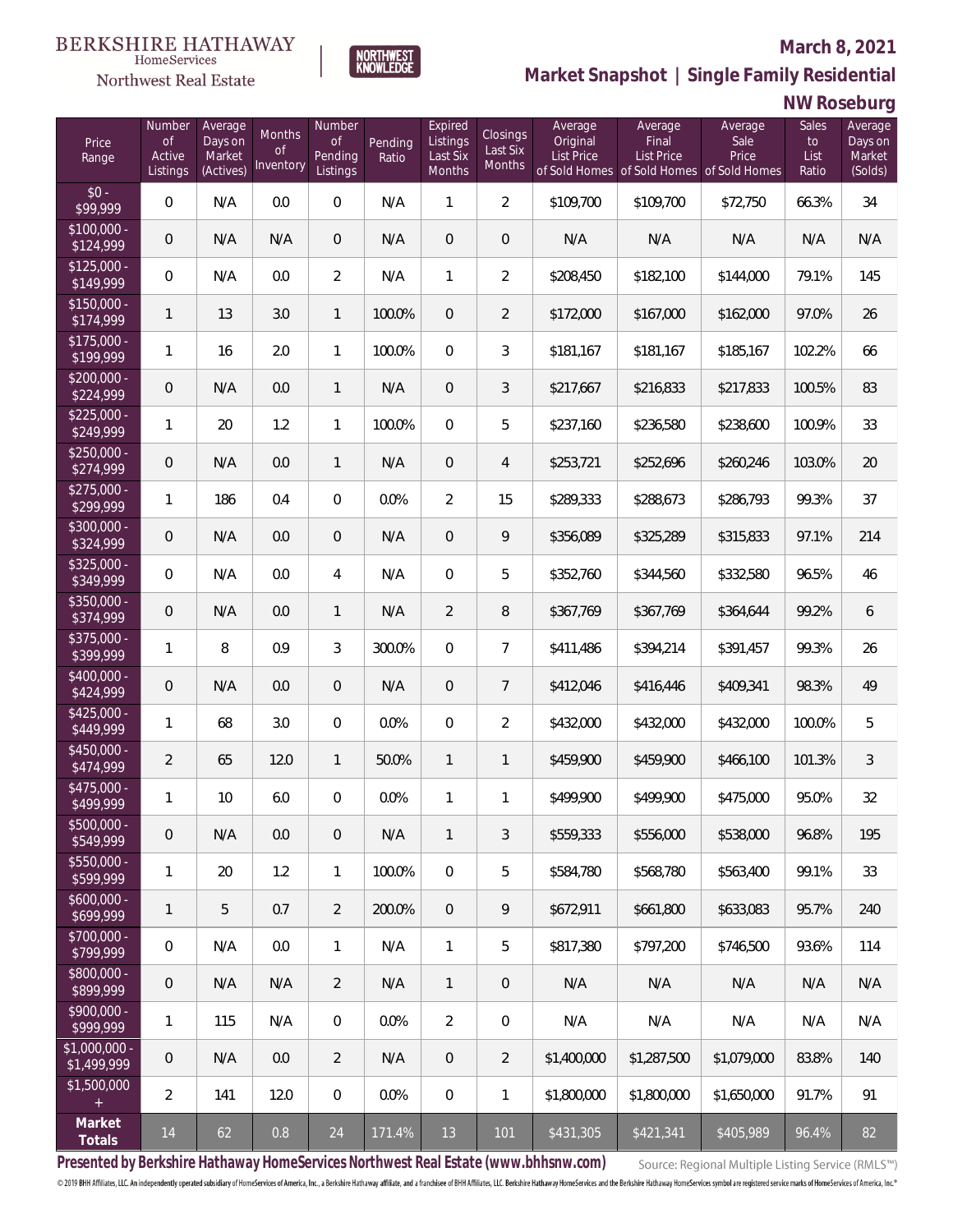BERKSHIRE HATHAWAY HomeServices Northwest Real Estate

**March 8, 2021**

**Market Snapshot | Single Family Residential**

**NW Roseburg**

| Price Range | Number of Active Listings | Average Days on Market (Actives) | Months of Inventory | Number of Pending Listings | Pending Ratio | Expired Listings Last Six Months | Closings Last Six Months | Average Original List Price of Sold Homes | Average Final List Price of Sold Homes | Average Sale Price of Sold Homes | Sales to List Ratio | Average Days on Market (Solds) |
|---|---|---|---|---|---|---|---|---|---|---|---|---|
| $0 - $99,999 | 0 | N/A | 0.0 | 0 | N/A | 1 | 2 | $109,700 | $109,700 | $72,750 | 66.3% | 34 |
| $100,000 - $124,999 | 0 | N/A | N/A | 0 | N/A | 0 | 0 | N/A | N/A | N/A | N/A | N/A |
| $125,000 - $149,999 | 0 | N/A | 0.0 | 2 | N/A | 1 | 2 | $208,450 | $182,100 | $144,000 | 79.1% | 145 |
| $150,000 - $174,999 | 1 | 13 | 3.0 | 1 | 100.0% | 0 | 2 | $172,000 | $167,000 | $162,000 | 97.0% | 26 |
| $175,000 - $199,999 | 1 | 16 | 2.0 | 1 | 100.0% | 0 | 3 | $181,167 | $181,167 | $185,167 | 102.2% | 66 |
| $200,000 - $224,999 | 0 | N/A | 0.0 | 1 | N/A | 0 | 3 | $217,667 | $216,833 | $217,833 | 100.5% | 83 |
| $225,000 - $249,999 | 1 | 20 | 1.2 | 1 | 100.0% | 0 | 5 | $237,160 | $236,580 | $238,600 | 100.9% | 33 |
| $250,000 - $274,999 | 0 | N/A | 0.0 | 1 | N/A | 0 | 4 | $253,721 | $252,696 | $260,246 | 103.0% | 20 |
| $275,000 - $299,999 | 1 | 186 | 0.4 | 0 | 0.0% | 2 | 15 | $289,333 | $288,673 | $286,793 | 99.3% | 37 |
| $300,000 - $324,999 | 0 | N/A | 0.0 | 0 | N/A | 0 | 9 | $356,089 | $325,289 | $315,833 | 97.1% | 214 |
| $325,000 - $349,999 | 0 | N/A | 0.0 | 4 | N/A | 0 | 5 | $352,760 | $344,560 | $332,580 | 96.5% | 46 |
| $350,000 - $374,999 | 0 | N/A | 0.0 | 1 | N/A | 2 | 8 | $367,769 | $367,769 | $364,644 | 99.2% | 6 |
| $375,000 - $399,999 | 1 | 8 | 0.9 | 3 | 300.0% | 0 | 7 | $411,486 | $394,214 | $391,457 | 99.3% | 26 |
| $400,000 - $424,999 | 0 | N/A | 0.0 | 0 | N/A | 0 | 7 | $412,046 | $416,446 | $409,341 | 98.3% | 49 |
| $425,000 - $449,999 | 1 | 68 | 3.0 | 0 | 0.0% | 0 | 2 | $432,000 | $432,000 | $432,000 | 100.0% | 5 |
| $450,000 - $474,999 | 2 | 65 | 12.0 | 1 | 50.0% | 1 | 1 | $459,900 | $459,900 | $466,100 | 101.3% | 3 |
| $475,000 - $499,999 | 1 | 10 | 6.0 | 0 | 0.0% | 1 | 1 | $499,900 | $499,900 | $475,000 | 95.0% | 32 |
| $500,000 - $549,999 | 0 | N/A | 0.0 | 0 | N/A | 1 | 3 | $559,333 | $556,000 | $538,000 | 96.8% | 195 |
| $550,000 - $599,999 | 1 | 20 | 1.2 | 1 | 100.0% | 0 | 5 | $584,780 | $568,780 | $563,400 | 99.1% | 33 |
| $600,000 - $699,999 | 1 | 5 | 0.7 | 2 | 200.0% | 0 | 9 | $672,911 | $661,800 | $633,083 | 95.7% | 240 |
| $700,000 - $799,999 | 0 | N/A | 0.0 | 1 | N/A | 1 | 5 | $817,380 | $797,200 | $746,500 | 93.6% | 114 |
| $800,000 - $899,999 | 0 | N/A | N/A | 2 | N/A | 1 | 0 | N/A | N/A | N/A | N/A | N/A |
| $900,000 - $999,999 | 1 | 115 | N/A | 0 | 0.0% | 2 | 0 | N/A | N/A | N/A | N/A | N/A |
| $1,000,000 - $1,499,999 | 0 | N/A | 0.0 | 2 | N/A | 0 | 2 | $1,400,000 | $1,287,500 | $1,079,000 | 83.8% | 140 |
| $1,500,000 + | 2 | 141 | 12.0 | 0 | 0.0% | 0 | 1 | $1,800,000 | $1,800,000 | $1,650,000 | 91.7% | 91 |
| **Market Totals** | 14 | 62 | 0.8 | 24 | 171.4% | 13 | 101 | $431,305 | $421,341 | $405,989 | 96.4% | 82 |

**Presented by Berkshire Hathaway HomeServices Northwest Real Estate (www.bhhsnw.com)**

Source: Regional Multiple Listing Service (RMLS™)

© 2019 BHH Affiliates, LLC. An independently operated subsidiary of HomeServices of America, Inc., a Berkshire Hathaway affiliate, and a franchisee of BHH Affiliates, LLC. Berkshire Hathaway HomeServices and the Berkshire Hathaway HomeServices symbol are registered service marks of HomeServices of America, Inc.®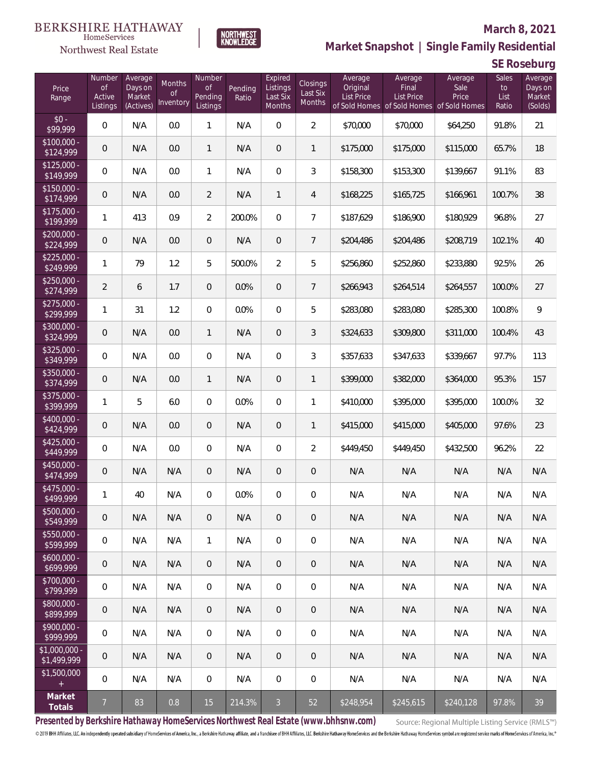BERKSHIRE HATHAWAY HomeServices Northwest Real Estate

NORTHWEST KNOWLEDGE

**March 8, 2021**

## Market Snapshot | Single Family Residential

## SE Roseburg

| Price Range | Number of Active Listings | Average Days on Market (Actives) | Months of Inventory | Number of Pending Listings | Pending Ratio | Expired Listings Last Six Months | Closings Last Six Months | Average Original List Price of Sold Homes | Average Final List Price of Sold Homes | Average Sale Price of Sold Homes | Sales to List Ratio | Average Days on Market (Solds) |
|---|---|---|---|---|---|---|---|---|---|---|---|---|
| $0 - $99,999 | 0 | N/A | 0.0 | 1 | N/A | 0 | 2 | $70,000 | $70,000 | $64,250 | 91.8% | 21 |
| $100,000 - $124,999 | 0 | N/A | 0.0 | 1 | N/A | 0 | 1 | $175,000 | $175,000 | $115,000 | 65.7% | 18 |
| $125,000 - $149,999 | 0 | N/A | 0.0 | 1 | N/A | 0 | 3 | $158,300 | $153,300 | $139,667 | 91.1% | 83 |
| $150,000 - $174,999 | 0 | N/A | 0.0 | 2 | N/A | 1 | 4 | $168,225 | $165,725 | $166,961 | 100.7% | 38 |
| $175,000 - $199,999 | 1 | 413 | 0.9 | 2 | 200.0% | 0 | 7 | $187,629 | $186,900 | $180,929 | 96.8% | 27 |
| $200,000 - $224,999 | 0 | N/A | 0.0 | 0 | N/A | 0 | 7 | $204,486 | $204,486 | $208,719 | 102.1% | 40 |
| $225,000 - $249,999 | 1 | 79 | 1.2 | 5 | 500.0% | 2 | 5 | $256,860 | $252,860 | $233,880 | 92.5% | 26 |
| $250,000 - $274,999 | 2 | 6 | 1.7 | 0 | 0.0% | 0 | 7 | $266,943 | $264,514 | $264,557 | 100.0% | 27 |
| $275,000 - $299,999 | 1 | 31 | 1.2 | 0 | 0.0% | 0 | 5 | $283,080 | $283,080 | $285,300 | 100.8% | 9 |
| $300,000 - $324,999 | 0 | N/A | 0.0 | 1 | N/A | 0 | 3 | $324,633 | $309,800 | $311,000 | 100.4% | 43 |
| $325,000 - $349,999 | 0 | N/A | 0.0 | 0 | N/A | 0 | 3 | $357,633 | $347,633 | $339,667 | 97.7% | 113 |
| $350,000 - $374,999 | 0 | N/A | 0.0 | 1 | N/A | 0 | 1 | $399,000 | $382,000 | $364,000 | 95.3% | 157 |
| $375,000 - $399,999 | 1 | 5 | 6.0 | 0 | 0.0% | 0 | 1 | $410,000 | $395,000 | $395,000 | 100.0% | 32 |
| $400,000 - $424,999 | 0 | N/A | 0.0 | 0 | N/A | 0 | 1 | $415,000 | $415,000 | $405,000 | 97.6% | 23 |
| $425,000 - $449,999 | 0 | N/A | 0.0 | 0 | N/A | 0 | 2 | $449,450 | $449,450 | $432,500 | 96.2% | 22 |
| $450,000 - $474,999 | 0 | N/A | N/A | 0 | N/A | 0 | 0 | N/A | N/A | N/A | N/A | N/A |
| $475,000 - $499,999 | 1 | 40 | N/A | 0 | 0.0% | 0 | 0 | N/A | N/A | N/A | N/A | N/A |
| $500,000 - $549,999 | 0 | N/A | N/A | 0 | N/A | 0 | 0 | N/A | N/A | N/A | N/A | N/A |
| $550,000 - $599,999 | 0 | N/A | N/A | 1 | N/A | 0 | 0 | N/A | N/A | N/A | N/A | N/A |
| $600,000 - $699,999 | 0 | N/A | N/A | 0 | N/A | 0 | 0 | N/A | N/A | N/A | N/A | N/A |
| $700,000 - $799,999 | 0 | N/A | N/A | 0 | N/A | 0 | 0 | N/A | N/A | N/A | N/A | N/A |
| $800,000 - $899,999 | 0 | N/A | N/A | 0 | N/A | 0 | 0 | N/A | N/A | N/A | N/A | N/A |
| $900,000 - $999,999 | 0 | N/A | N/A | 0 | N/A | 0 | 0 | N/A | N/A | N/A | N/A | N/A |
| $1,000,000 - $1,499,999 | 0 | N/A | N/A | 0 | N/A | 0 | 0 | N/A | N/A | N/A | N/A | N/A |
| $1,500,000 + | 0 | N/A | N/A | 0 | N/A | 0 | 0 | N/A | N/A | N/A | N/A | N/A |
| **Market Totals** | 7 | 83 | 0.8 | 15 | 214.3% | 3 | 52 | $248,954 | $245,615 | $240,128 | 97.8% | 39 |

**Presented by Berkshire Hathaway HomeServices Northwest Real Estate (www.bhhsnw.com)**

Source: Regional Multiple Listing Service (RMLS™)

© 2019 BHH Affiliates, LLC. An independently operated subsidiary of HomeServices of America, Inc., a Berkshire Hathaway affiliate, and a franchisee of BHH Affiliates, LLC. Berkshire Hathaway HomeServices and the Berkshire Hathaway HomeServices symbol are registered service marks of HomeServices of America, Inc.®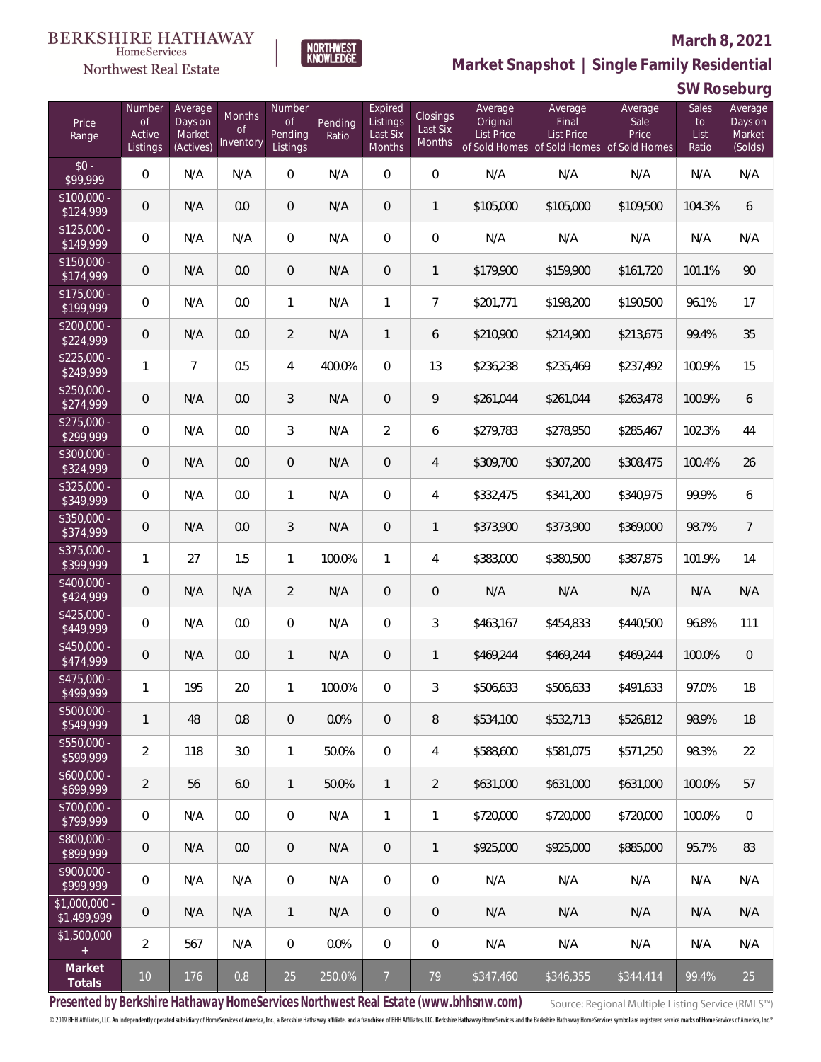BERKSHIRE HATHAWAY HomeServices Northwest Real Estate

NORTHWEST KNOWLEDGE

**March 8, 2021**

## Market Snapshot | Single Family Residential

## SW Roseburg

| Price Range | Number of Active Listings | Average Days on Market (Actives) | Months of Inventory | Number of Pending Listings | Pending Ratio | Expired Listings Last Six Months | Closings Last Six Months | Average Original List Price of Sold Homes | Average Final List Price of Sold Homes | Average Sale Price of Sold Homes | Sales to List Ratio | Average Days on Market (Solds) |
|---|---|---|---|---|---|---|---|---|---|---|---|---|
| $0 - $99,999 | 0 | N/A | N/A | 0 | N/A | 0 | 0 | N/A | N/A | N/A | N/A | N/A |
| $100,000 - $124,999 | 0 | N/A | 0.0 | 0 | N/A | 0 | 1 | $105,000 | $105,000 | $109,500 | 104.3% | 6 |
| $125,000 - $149,999 | 0 | N/A | N/A | 0 | N/A | 0 | 0 | N/A | N/A | N/A | N/A | N/A |
| $150,000 - $174,999 | 0 | N/A | 0.0 | 0 | N/A | 0 | 1 | $179,900 | $159,900 | $161,720 | 101.1% | 90 |
| $175,000 - $199,999 | 0 | N/A | 0.0 | 1 | N/A | 1 | 7 | $201,771 | $198,200 | $190,500 | 96.1% | 17 |
| $200,000 - $224,999 | 0 | N/A | 0.0 | 2 | N/A | 1 | 6 | $210,900 | $214,900 | $213,675 | 99.4% | 35 |
| $225,000 - $249,999 | 1 | 7 | 0.5 | 4 | 400.0% | 0 | 13 | $236,238 | $235,469 | $237,492 | 100.9% | 15 |
| $250,000 - $274,999 | 0 | N/A | 0.0 | 3 | N/A | 0 | 9 | $261,044 | $261,044 | $263,478 | 100.9% | 6 |
| $275,000 - $299,999 | 0 | N/A | 0.0 | 3 | N/A | 2 | 6 | $279,783 | $278,950 | $285,467 | 102.3% | 44 |
| $300,000 - $324,999 | 0 | N/A | 0.0 | 0 | N/A | 0 | 4 | $309,700 | $307,200 | $308,475 | 100.4% | 26 |
| $325,000 - $349,999 | 0 | N/A | 0.0 | 1 | N/A | 0 | 4 | $332,475 | $341,200 | $340,975 | 99.9% | 6 |
| $350,000 - $374,999 | 0 | N/A | 0.0 | 3 | N/A | 0 | 1 | $373,900 | $373,900 | $369,000 | 98.7% | 7 |
| $375,000 - $399,999 | 1 | 27 | 1.5 | 1 | 100.0% | 1 | 4 | $383,000 | $380,500 | $387,875 | 101.9% | 14 |
| $400,000 - $424,999 | 0 | N/A | N/A | 2 | N/A | 0 | 0 | N/A | N/A | N/A | N/A | N/A |
| $425,000 - $449,999 | 0 | N/A | 0.0 | 0 | N/A | 0 | 3 | $463,167 | $454,833 | $440,500 | 96.8% | 111 |
| $450,000 - $474,999 | 0 | N/A | 0.0 | 1 | N/A | 0 | 1 | $469,244 | $469,244 | $469,244 | 100.0% | 0 |
| $475,000 - $499,999 | 1 | 195 | 2.0 | 1 | 100.0% | 0 | 3 | $506,633 | $506,633 | $491,633 | 97.0% | 18 |
| $500,000 - $549,999 | 1 | 48 | 0.8 | 0 | 0.0% | 0 | 8 | $534,100 | $532,713 | $526,812 | 98.9% | 18 |
| $550,000 - $599,999 | 2 | 118 | 3.0 | 1 | 50.0% | 0 | 4 | $588,600 | $581,075 | $571,250 | 98.3% | 22 |
| $600,000 - $699,999 | 2 | 56 | 6.0 | 1 | 50.0% | 1 | 2 | $631,000 | $631,000 | $631,000 | 100.0% | 57 |
| $700,000 - $799,999 | 0 | N/A | 0.0 | 0 | N/A | 1 | 1 | $720,000 | $720,000 | $720,000 | 100.0% | 0 |
| $800,000 - $899,999 | 0 | N/A | 0.0 | 0 | N/A | 0 | 1 | $925,000 | $925,000 | $885,000 | 95.7% | 83 |
| $900,000 - $999,999 | 0 | N/A | N/A | 0 | N/A | 0 | 0 | N/A | N/A | N/A | N/A | N/A |
| $1,000,000 - $1,499,999 | 0 | N/A | N/A | 1 | N/A | 0 | 0 | N/A | N/A | N/A | N/A | N/A |
| $1,500,000 + | 2 | 567 | N/A | 0 | 0.0% | 0 | 0 | N/A | N/A | N/A | N/A | N/A |
| **Market Totals** | 10 | 176 | 0.8 | 25 | 250.0% | 7 | 79 | $347,460 | $346,355 | $344,414 | 99.4% | 25 |

**Presented by Berkshire Hathaway HomeServices Northwest Real Estate (www.bhhsnw.com)**

Source: Regional Multiple Listing Service (RMLS™)

© 2019 BHH Affiliates, LLC. An independently operated subsidiary of HomeServices of America, Inc., a Berkshire Hathaway affiliate, and a franchisee of BHH Affiliates, LLC. Berkshire Hathaway HomeServices and the Berkshire Hathaway HomeServices symbol are registered service marks of HomeServices of America, Inc.®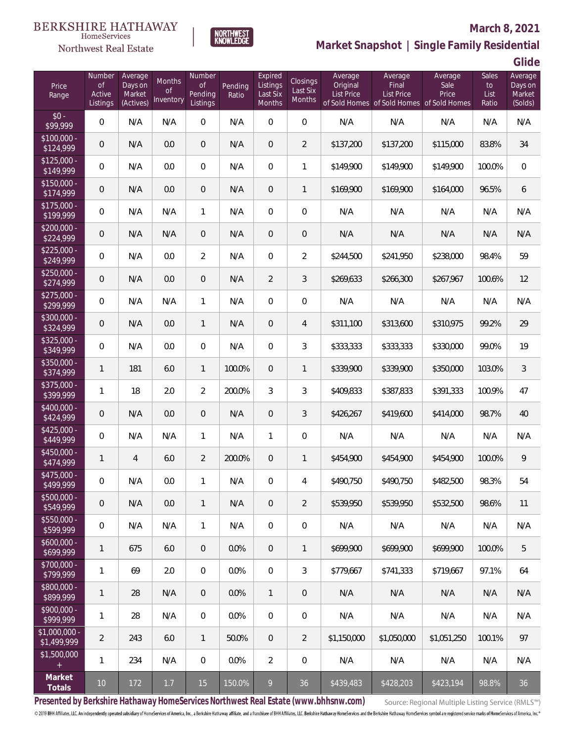BERKSHIRE HATHAWAY HomeServices Northwest Real Estate

NORTHWEST KNOWLEDGE

**March 8, 2021**

## Market Snapshot | Single Family Residential Glide

| Price Range | Number of Active Listings | Average Days on Market (Actives) | Months of Inventory | Number of Pending Listings | Pending Ratio | Expired Listings Last Six Months | Closings Last Six Months | Average Original List Price of Sold Homes | Average Final List Price of Sold Homes | Average Sale Price of Sold Homes | Sales to List Ratio | Average Days on Market (Solds) |
|---|---|---|---|---|---|---|---|---|---|---|---|---|
| $0 - $99,999 | 0 | N/A | N/A | 0 | N/A | 0 | 0 | N/A | N/A | N/A | N/A | N/A |
| $100,000 - $124,999 | 0 | N/A | 0.0 | 0 | N/A | 0 | 2 | $137,200 | $137,200 | $115,000 | 83.8% | 34 |
| $125,000 - $149,999 | 0 | N/A | 0.0 | 0 | N/A | 0 | 1 | $149,900 | $149,900 | $149,900 | 100.0% | 0 |
| $150,000 - $174,999 | 0 | N/A | 0.0 | 0 | N/A | 0 | 1 | $169,900 | $169,900 | $164,000 | 96.5% | 6 |
| $175,000 - $199,999 | 0 | N/A | N/A | 1 | N/A | 0 | 0 | N/A | N/A | N/A | N/A | N/A |
| $200,000 - $224,999 | 0 | N/A | N/A | 0 | N/A | 0 | 0 | N/A | N/A | N/A | N/A | N/A |
| $225,000 - $249,999 | 0 | N/A | 0.0 | 2 | N/A | 0 | 2 | $244,500 | $241,950 | $238,000 | 98.4% | 59 |
| $250,000 - $274,999 | 0 | N/A | 0.0 | 0 | N/A | 2 | 3 | $269,633 | $266,300 | $267,967 | 100.6% | 12 |
| $275,000 - $299,999 | 0 | N/A | N/A | 1 | N/A | 0 | 0 | N/A | N/A | N/A | N/A | N/A |
| $300,000 - $324,999 | 0 | N/A | 0.0 | 1 | N/A | 0 | 4 | $311,100 | $313,600 | $310,975 | 99.2% | 29 |
| $325,000 - $349,999 | 0 | N/A | 0.0 | 0 | N/A | 0 | 3 | $333,333 | $333,333 | $330,000 | 99.0% | 19 |
| $350,000 - $374,999 | 1 | 181 | 6.0 | 1 | 100.0% | 0 | 1 | $339,900 | $339,900 | $350,000 | 103.0% | 3 |
| $375,000 - $399,999 | 1 | 18 | 2.0 | 2 | 200.0% | 3 | 3 | $409,833 | $387,833 | $391,333 | 100.9% | 47 |
| $400,000 - $424,999 | 0 | N/A | 0.0 | 0 | N/A | 0 | 3 | $426,267 | $419,600 | $414,000 | 98.7% | 40 |
| $425,000 - $449,999 | 0 | N/A | N/A | 1 | N/A | 1 | 0 | N/A | N/A | N/A | N/A | N/A |
| $450,000 - $474,999 | 1 | 4 | 6.0 | 2 | 200.0% | 0 | 1 | $454,900 | $454,900 | $454,900 | 100.0% | 9 |
| $475,000 - $499,999 | 0 | N/A | 0.0 | 1 | N/A | 0 | 4 | $490,750 | $490,750 | $482,500 | 98.3% | 54 |
| $500,000 - $549,999 | 0 | N/A | 0.0 | 1 | N/A | 0 | 2 | $539,950 | $539,950 | $532,500 | 98.6% | 11 |
| $550,000 - $599,999 | 0 | N/A | N/A | 1 | N/A | 0 | 0 | N/A | N/A | N/A | N/A | N/A |
| $600,000 - $699,999 | 1 | 675 | 6.0 | 0 | 0.0% | 0 | 1 | $699,900 | $699,900 | $699,900 | 100.0% | 5 |
| $700,000 - $799,999 | 1 | 69 | 2.0 | 0 | 0.0% | 0 | 3 | $779,667 | $741,333 | $719,667 | 97.1% | 64 |
| $800,000 - $899,999 | 1 | 28 | N/A | 0 | 0.0% | 1 | 0 | N/A | N/A | N/A | N/A | N/A |
| $900,000 - $999,999 | 1 | 28 | N/A | 0 | 0.0% | 0 | 0 | N/A | N/A | N/A | N/A | N/A |
| $1,000,000 - $1,499,999 | 2 | 243 | 6.0 | 1 | 50.0% | 0 | 2 | $1,150,000 | $1,050,000 | $1,051,250 | 100.1% | 97 |
| $1,500,000 + | 1 | 234 | N/A | 0 | 0.0% | 2 | 0 | N/A | N/A | N/A | N/A | N/A |
| **Market Totals** | 10 | 172 | 1.7 | 15 | 150.0% | 9 | 36 | $439,483 | $428,203 | $423,194 | 98.8% | 36 |

**Presented by Berkshire Hathaway HomeServices Northwest Real Estate (www.bhhsnw.com)**

Source: Regional Multiple Listing Service (RMLS™)

© 2019 BHH Affiliates, LLC. An independently operated subsidiary of HomeServices of America, Inc., a Berkshire Hathaway affiliate, and a franchisee of BHH Affiliates, LLC. Berkshire Hathaway HomeServices and the Berkshire Hathaway HomeServices symbol are registered service marks of HomeServices of America, Inc.®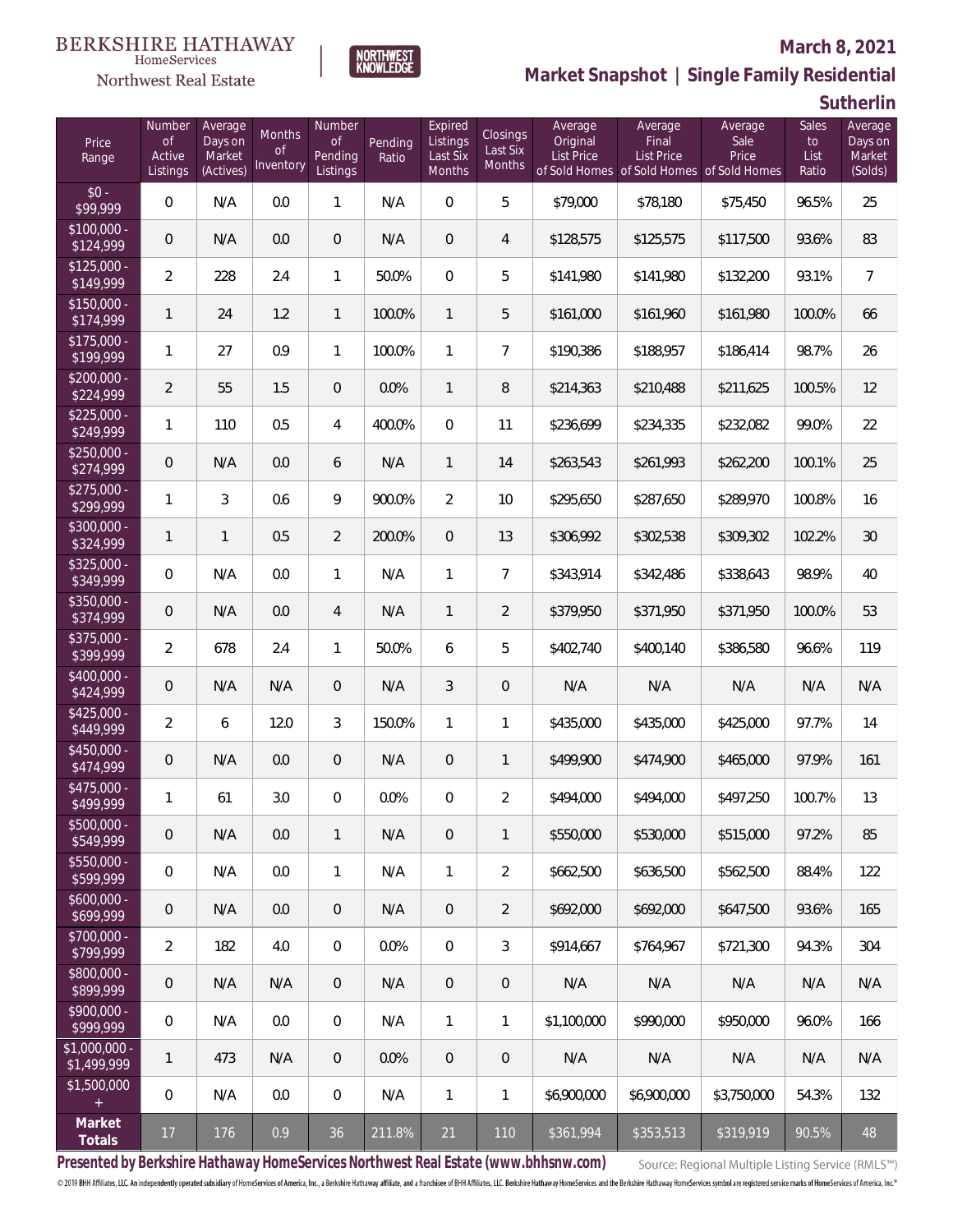BERKSHIRE HATHAWAY HomeServices Northwest Real Estate | NORTHWEST KNOWLEDGE

**March 8, 2021**

## Market Snapshot | Single Family Residential

### Sutherlin

| Price Range | Number of Active Listings | Average Days on Market (Actives) | Months of Inventory | Number of Pending Listings | Pending Ratio | Expired Listings Last Six Months | Closings Last Six Months | Average Original List Price of Sold Homes | Average Final List Price of Sold Homes | Average Sale Price of Sold Homes | Sales to List Ratio | Average Days on Market (Solds) |
|---|---|---|---|---|---|---|---|---|---|---|---|---|
| $0 - $99,999 | 0 | N/A | 0.0 | 1 | N/A | 0 | 5 | $79,000 | $78,180 | $75,450 | 96.5% | 25 |
| $100,000 - $124,999 | 0 | N/A | 0.0 | 0 | N/A | 0 | 4 | $128,575 | $125,575 | $117,500 | 93.6% | 83 |
| $125,000 - $149,999 | 2 | 228 | 2.4 | 1 | 50.0% | 0 | 5 | $141,980 | $141,980 | $132,200 | 93.1% | 7 |
| $150,000 - $174,999 | 1 | 24 | 1.2 | 1 | 100.0% | 1 | 5 | $161,000 | $161,960 | $161,980 | 100.0% | 66 |
| $175,000 - $199,999 | 1 | 27 | 0.9 | 1 | 100.0% | 1 | 7 | $190,386 | $188,957 | $186,414 | 98.7% | 26 |
| $200,000 - $224,999 | 2 | 55 | 1.5 | 0 | 0.0% | 1 | 8 | $214,363 | $210,488 | $211,625 | 100.5% | 12 |
| $225,000 - $249,999 | 1 | 110 | 0.5 | 4 | 400.0% | 0 | 11 | $236,699 | $234,335 | $232,082 | 99.0% | 22 |
| $250,000 - $274,999 | 0 | N/A | 0.0 | 6 | N/A | 1 | 14 | $263,543 | $261,993 | $262,200 | 100.1% | 25 |
| $275,000 - $299,999 | 1 | 3 | 0.6 | 9 | 900.0% | 2 | 10 | $295,650 | $287,650 | $289,970 | 100.8% | 16 |
| $300,000 - $324,999 | 1 | 1 | 0.5 | 2 | 200.0% | 0 | 13 | $306,992 | $302,538 | $309,302 | 102.2% | 30 |
| $325,000 - $349,999 | 0 | N/A | 0.0 | 1 | N/A | 1 | 7 | $343,914 | $342,486 | $338,643 | 98.9% | 40 |
| $350,000 - $374,999 | 0 | N/A | 0.0 | 4 | N/A | 1 | 2 | $379,950 | $371,950 | $371,950 | 100.0% | 53 |
| $375,000 - $399,999 | 2 | 678 | 2.4 | 1 | 50.0% | 6 | 5 | $402,740 | $400,140 | $386,580 | 96.6% | 119 |
| $400,000 - $424,999 | 0 | N/A | N/A | 0 | N/A | 3 | 0 | N/A | N/A | N/A | N/A | N/A |
| $425,000 - $449,999 | 2 | 6 | 12.0 | 3 | 150.0% | 1 | 1 | $435,000 | $435,000 | $425,000 | 97.7% | 14 |
| $450,000 - $474,999 | 0 | N/A | 0.0 | 0 | N/A | 0 | 1 | $499,900 | $474,900 | $465,000 | 97.9% | 161 |
| $475,000 - $499,999 | 1 | 61 | 3.0 | 0 | 0.0% | 0 | 2 | $494,000 | $494,000 | $497,250 | 100.7% | 13 |
| $500,000 - $549,999 | 0 | N/A | 0.0 | 1 | N/A | 0 | 1 | $550,000 | $530,000 | $515,000 | 97.2% | 85 |
| $550,000 - $599,999 | 0 | N/A | 0.0 | 1 | N/A | 1 | 2 | $662,500 | $636,500 | $562,500 | 88.4% | 122 |
| $600,000 - $699,999 | 0 | N/A | 0.0 | 0 | N/A | 0 | 2 | $692,000 | $692,000 | $647,500 | 93.6% | 165 |
| $700,000 - $799,999 | 2 | 182 | 4.0 | 0 | 0.0% | 0 | 3 | $914,667 | $764,967 | $721,300 | 94.3% | 304 |
| $800,000 - $899,999 | 0 | N/A | N/A | 0 | N/A | 0 | 0 | N/A | N/A | N/A | N/A | N/A |
| $900,000 - $999,999 | 0 | N/A | 0.0 | 0 | N/A | 1 | 1 | $1,100,000 | $990,000 | $950,000 | 96.0% | 166 |
| $1,000,000 - $1,499,999 | 1 | 473 | N/A | 0 | 0.0% | 0 | 0 | N/A | N/A | N/A | N/A | N/A |
| $1,500,000 + | 0 | N/A | 0.0 | 0 | N/A | 1 | 1 | $6,900,000 | $6,900,000 | $3,750,000 | 54.3% | 132 |
| **Market Totals** | 17 | 176 | 0.9 | 36 | 211.8% | 21 | 110 | $361,994 | $353,513 | $319,919 | 90.5% | 48 |

**Presented by Berkshire Hathaway HomeServices Northwest Real Estate (www.bhhsnw.com)**

Source: Regional Multiple Listing Service (RMLS™)

© 2019 BHH Affiliates, LLC. An independently operated subsidiary of HomeServices of America, Inc., a Berkshire Hathaway affiliate, and a franchisee of BHH Affiliates, LLC. Berkshire Hathaway HomeServices and the Berkshire Hathaway HomeServices symbol are registered service marks of HomeServices of America, Inc.®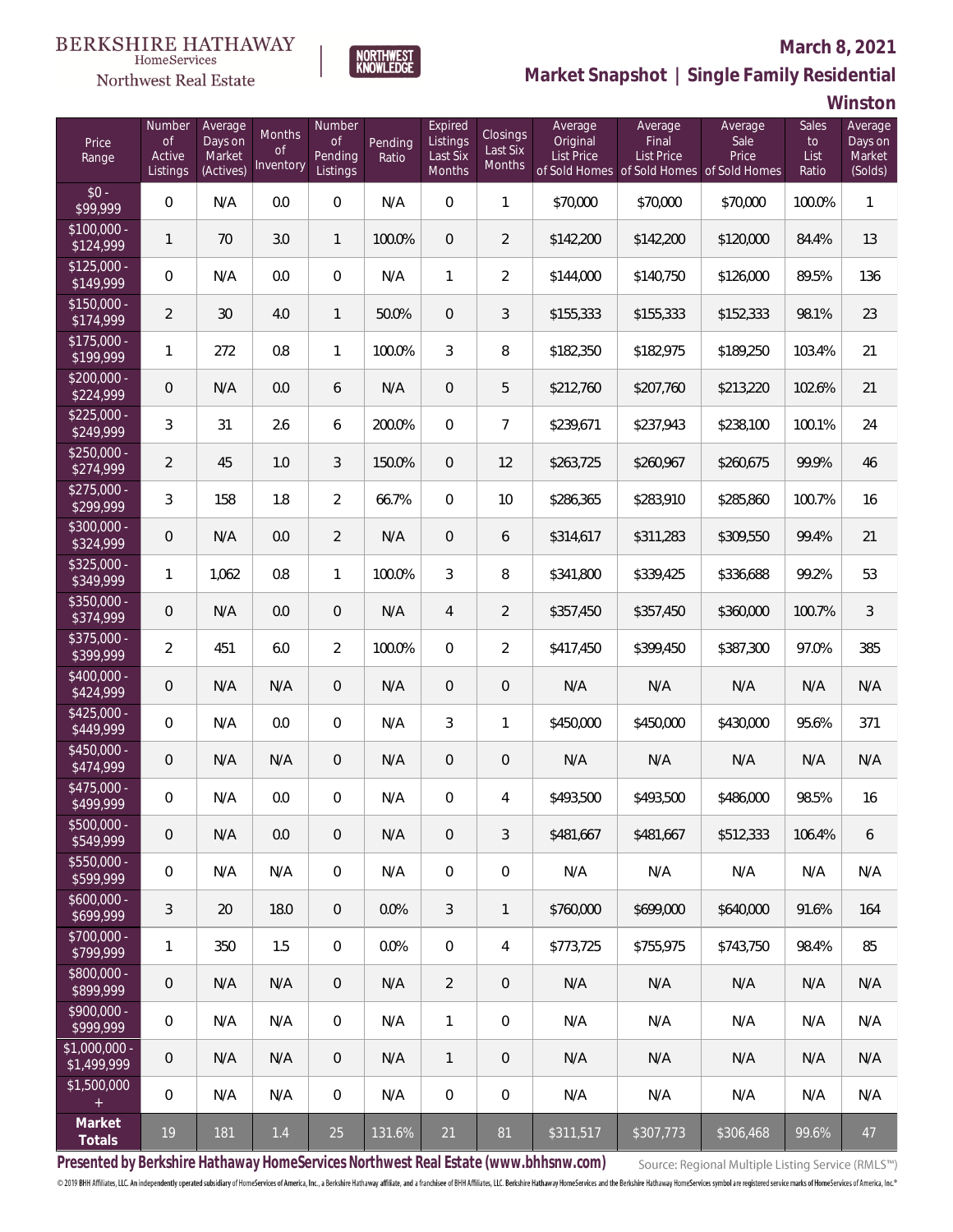BERKSHIRE HATHAWAY HomeServices Northwest Real Estate | NORTHWEST KNOWLEDGE

## March 8, 2021

## Market Snapshot | Single Family Residential

## Winston

| Price Range | Number of Active Listings | Average Days on Market (Actives) | Months of Inventory | Number of Pending Listings | Pending Ratio | Expired Listings Last Six Months | Closings Last Six Months | Average Original List Price of Sold Homes | Average Final List Price of Sold Homes | Average Sale Price of Sold Homes | Sales to List Ratio | Average Days on Market (Solds) |
|---|---|---|---|---|---|---|---|---|---|---|---|---|
| $0 - $99,999 | 0 | N/A | 0.0 | 0 | N/A | 0 | 1 | $70,000 | $70,000 | $70,000 | 100.0% | 1 |
| $100,000 - $124,999 | 1 | 70 | 3.0 | 1 | 100.0% | 0 | 2 | $142,200 | $142,200 | $120,000 | 84.4% | 13 |
| $125,000 - $149,999 | 0 | N/A | 0.0 | 0 | N/A | 1 | 2 | $144,000 | $140,750 | $126,000 | 89.5% | 136 |
| $150,000 - $174,999 | 2 | 30 | 4.0 | 1 | 50.0% | 0 | 3 | $155,333 | $155,333 | $152,333 | 98.1% | 23 |
| $175,000 - $199,999 | 1 | 272 | 0.8 | 1 | 100.0% | 3 | 8 | $182,350 | $182,975 | $189,250 | 103.4% | 21 |
| $200,000 - $224,999 | 0 | N/A | 0.0 | 6 | N/A | 0 | 5 | $212,760 | $207,760 | $213,220 | 102.6% | 21 |
| $225,000 - $249,999 | 3 | 31 | 2.6 | 6 | 200.0% | 0 | 7 | $239,671 | $237,943 | $238,100 | 100.1% | 24 |
| $250,000 - $274,999 | 2 | 45 | 1.0 | 3 | 150.0% | 0 | 12 | $263,725 | $260,967 | $260,675 | 99.9% | 46 |
| $275,000 - $299,999 | 3 | 158 | 1.8 | 2 | 66.7% | 0 | 10 | $286,365 | $283,910 | $285,860 | 100.7% | 16 |
| $300,000 - $324,999 | 0 | N/A | 0.0 | 2 | N/A | 0 | 6 | $314,617 | $311,283 | $309,550 | 99.4% | 21 |
| $325,000 - $349,999 | 1 | 1,062 | 0.8 | 1 | 100.0% | 3 | 8 | $341,800 | $339,425 | $336,688 | 99.2% | 53 |
| $350,000 - $374,999 | 0 | N/A | 0.0 | 0 | N/A | 4 | 2 | $357,450 | $357,450 | $360,000 | 100.7% | 3 |
| $375,000 - $399,999 | 2 | 451 | 6.0 | 2 | 100.0% | 0 | 2 | $417,450 | $399,450 | $387,300 | 97.0% | 385 |
| $400,000 - $424,999 | 0 | N/A | N/A | 0 | N/A | 0 | 0 | N/A | N/A | N/A | N/A | N/A |
| $425,000 - $449,999 | 0 | N/A | 0.0 | 0 | N/A | 3 | 1 | $450,000 | $450,000 | $430,000 | 95.6% | 371 |
| $450,000 - $474,999 | 0 | N/A | N/A | 0 | N/A | 0 | 0 | N/A | N/A | N/A | N/A | N/A |
| $475,000 - $499,999 | 0 | N/A | 0.0 | 0 | N/A | 0 | 4 | $493,500 | $493,500 | $486,000 | 98.5% | 16 |
| $500,000 - $549,999 | 0 | N/A | 0.0 | 0 | N/A | 0 | 3 | $481,667 | $481,667 | $512,333 | 106.4% | 6 |
| $550,000 - $599,999 | 0 | N/A | N/A | 0 | N/A | 0 | 0 | N/A | N/A | N/A | N/A | N/A |
| $600,000 - $699,999 | 3 | 20 | 18.0 | 0 | 0.0% | 3 | 1 | $760,000 | $699,000 | $640,000 | 91.6% | 164 |
| $700,000 - $799,999 | 1 | 350 | 1.5 | 0 | 0.0% | 0 | 4 | $773,725 | $755,975 | $743,750 | 98.4% | 85 |
| $800,000 - $899,999 | 0 | N/A | N/A | 0 | N/A | 2 | 0 | N/A | N/A | N/A | N/A | N/A |
| $900,000 - $999,999 | 0 | N/A | N/A | 0 | N/A | 1 | 0 | N/A | N/A | N/A | N/A | N/A |
| $1,000,000 - $1,499,999 | 0 | N/A | N/A | 0 | N/A | 1 | 0 | N/A | N/A | N/A | N/A | N/A |
| $1,500,000 + | 0 | N/A | N/A | 0 | N/A | 0 | 0 | N/A | N/A | N/A | N/A | N/A |
| **Market Totals** | 19 | 181 | 1.4 | 25 | 131.6% | 21 | 81 | $311,517 | $307,773 | $306,468 | 99.6% | 47 |

**Presented by Berkshire Hathaway HomeServices Northwest Real Estate (www.bhhsnw.com)**

Source: Regional Multiple Listing Service (RMLS™)

© 2019 BHH Affiliates, LLC. An independently operated subsidiary of HomeServices of America, Inc., a Berkshire Hathaway affiliate, and a franchisee of BHH Affiliates, LLC. Berkshire Hathaway HomeServices and the Berkshire Hathaway HomeServices symbol are registered service marks of HomeServices of America, Inc.®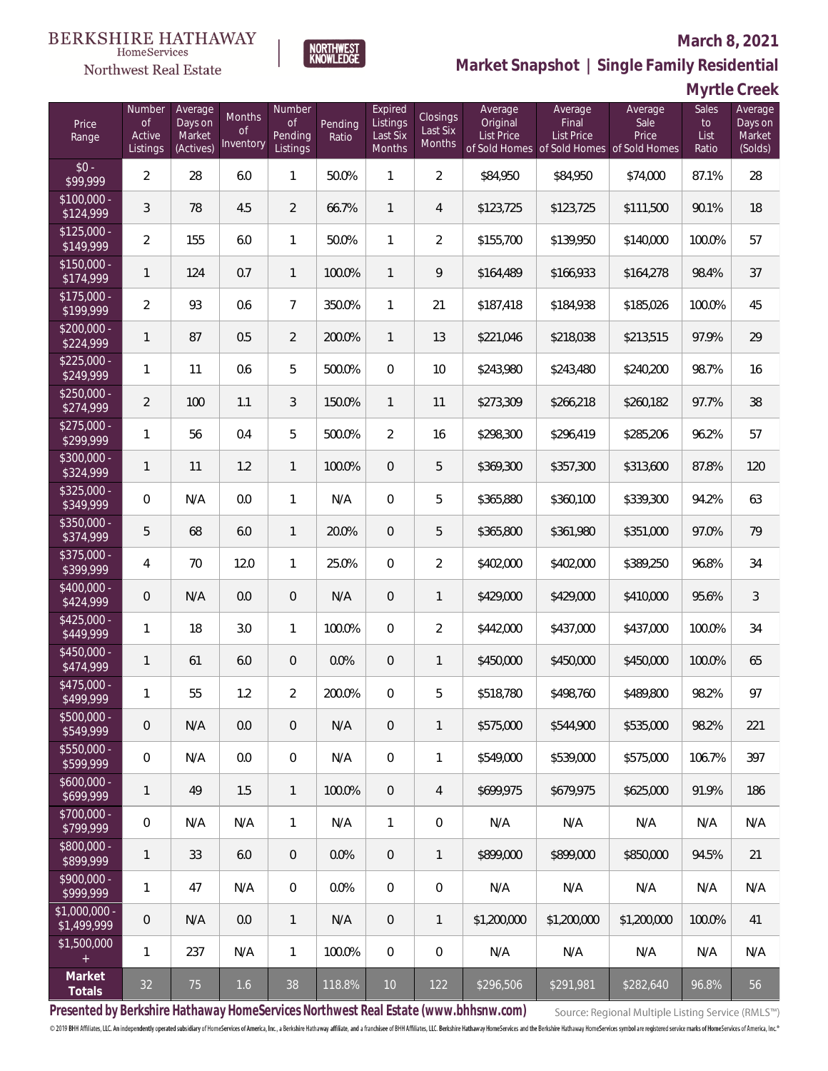BERKSHIRE HATHAWAY HomeServices Northwest Real Estate | NORTHWEST KNOWLEDGE

**March 8, 2021**

## Market Snapshot | Single Family Residential

### Myrtle Creek

| Price Range | Number of Active Listings | Average Days on Market (Actives) | Months of Inventory | Number of Pending Listings | Pending Ratio | Expired Listings Last Six Months | Closings Last Six Months | Average Original List Price of Sold Homes | Average Final List Price of Sold Homes | Average Sale Price of Sold Homes | Sales to List Ratio | Average Days on Market (Solds) |
|---|---|---|---|---|---|---|---|---|---|---|---|---|
| $0 - $99,999 | 2 | 28 | 6.0 | 1 | 50.0% | 1 | 2 | $84,950 | $84,950 | $74,000 | 87.1% | 28 |
| $100,000 - $124,999 | 3 | 78 | 4.5 | 2 | 66.7% | 1 | 4 | $123,725 | $123,725 | $111,500 | 90.1% | 18 |
| $125,000 - $149,999 | 2 | 155 | 6.0 | 1 | 50.0% | 1 | 2 | $155,700 | $139,950 | $140,000 | 100.0% | 57 |
| $150,000 - $174,999 | 1 | 124 | 0.7 | 1 | 100.0% | 1 | 9 | $164,489 | $166,933 | $164,278 | 98.4% | 37 |
| $175,000 - $199,999 | 2 | 93 | 0.6 | 7 | 350.0% | 1 | 21 | $187,418 | $184,938 | $185,026 | 100.0% | 45 |
| $200,000 - $224,999 | 1 | 87 | 0.5 | 2 | 200.0% | 1 | 13 | $221,046 | $218,038 | $213,515 | 97.9% | 29 |
| $225,000 - $249,999 | 1 | 11 | 0.6 | 5 | 500.0% | 0 | 10 | $243,980 | $243,480 | $240,200 | 98.7% | 16 |
| $250,000 - $274,999 | 2 | 100 | 1.1 | 3 | 150.0% | 1 | 11 | $273,309 | $266,218 | $260,182 | 97.7% | 38 |
| $275,000 - $299,999 | 1 | 56 | 0.4 | 5 | 500.0% | 2 | 16 | $298,300 | $296,419 | $285,206 | 96.2% | 57 |
| $300,000 - $324,999 | 1 | 11 | 1.2 | 1 | 100.0% | 0 | 5 | $369,300 | $357,300 | $313,600 | 87.8% | 120 |
| $325,000 - $349,999 | 0 | N/A | 0.0 | 1 | N/A | 0 | 5 | $365,880 | $360,100 | $339,300 | 94.2% | 63 |
| $350,000 - $374,999 | 5 | 68 | 6.0 | 1 | 20.0% | 0 | 5 | $365,800 | $361,980 | $351,000 | 97.0% | 79 |
| $375,000 - $399,999 | 4 | 70 | 12.0 | 1 | 25.0% | 0 | 2 | $402,000 | $402,000 | $389,250 | 96.8% | 34 |
| $400,000 - $424,999 | 0 | N/A | 0.0 | 0 | N/A | 0 | 1 | $429,000 | $429,000 | $410,000 | 95.6% | 3 |
| $425,000 - $449,999 | 1 | 18 | 3.0 | 1 | 100.0% | 0 | 2 | $442,000 | $437,000 | $437,000 | 100.0% | 34 |
| $450,000 - $474,999 | 1 | 61 | 6.0 | 0 | 0.0% | 0 | 1 | $450,000 | $450,000 | $450,000 | 100.0% | 65 |
| $475,000 - $499,999 | 1 | 55 | 1.2 | 2 | 200.0% | 0 | 5 | $518,780 | $498,760 | $489,800 | 98.2% | 97 |
| $500,000 - $549,999 | 0 | N/A | 0.0 | 0 | N/A | 0 | 1 | $575,000 | $544,900 | $535,000 | 98.2% | 221 |
| $550,000 - $599,999 | 0 | N/A | 0.0 | 0 | N/A | 0 | 1 | $549,000 | $539,000 | $575,000 | 106.7% | 397 |
| $600,000 - $699,999 | 1 | 49 | 1.5 | 1 | 100.0% | 0 | 4 | $699,975 | $679,975 | $625,000 | 91.9% | 186 |
| $700,000 - $799,999 | 0 | N/A | N/A | 1 | N/A | 1 | 0 | N/A | N/A | N/A | N/A | N/A |
| $800,000 - $899,999 | 1 | 33 | 6.0 | 0 | 0.0% | 0 | 1 | $899,000 | $899,000 | $850,000 | 94.5% | 21 |
| $900,000 - $999,999 | 1 | 47 | N/A | 0 | 0.0% | 0 | 0 | N/A | N/A | N/A | N/A | N/A |
| $1,000,000 - $1,499,999 | 0 | N/A | 0.0 | 1 | N/A | 0 | 1 | $1,200,000 | $1,200,000 | $1,200,000 | 100.0% | 41 |
| $1,500,000 + | 1 | 237 | N/A | 1 | 100.0% | 0 | 0 | N/A | N/A | N/A | N/A | N/A |
| **Market Totals** | 32 | 75 | 1.6 | 38 | 118.8% | 10 | 122 | $296,506 | $291,981 | $282,640 | 96.8% | 56 |

**Presented by Berkshire Hathaway HomeServices Northwest Real Estate (www.bhhsnw.com)**

Source: Regional Multiple Listing Service (RMLS™)

© 2019 BHH Affiliates, LLC. An independently operated subsidiary of HomeServices of America, Inc., a Berkshire Hathaway affiliate, and a franchisee of BHH Affiliates, LLC. Berkshire Hathaway HomeServices and the Berkshire Hathaway HomeServices symbol are registered service marks of HomeServices of America, Inc.®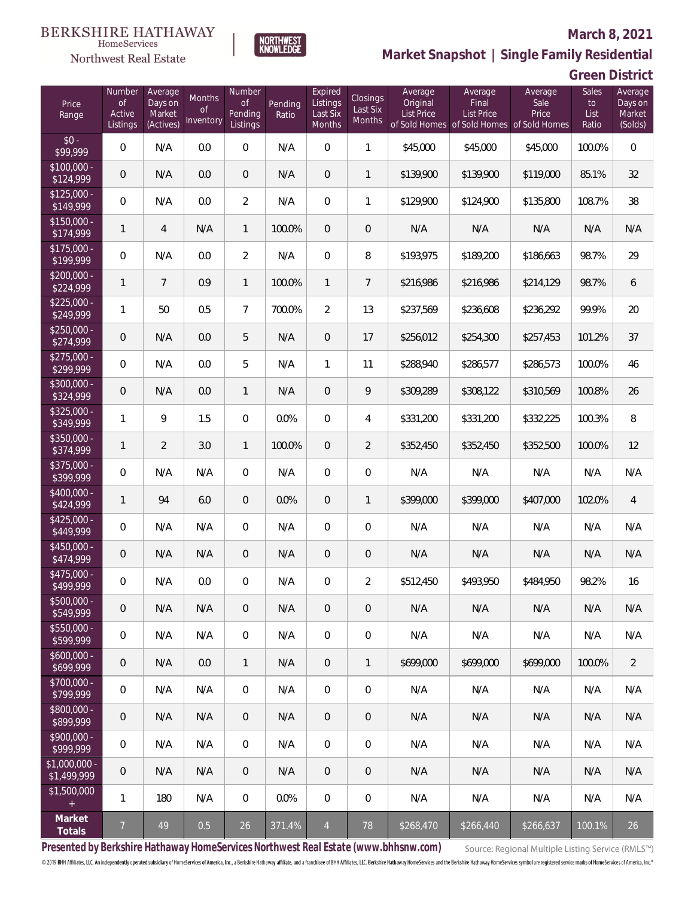BERKSHIRE HATHAWAY HomeServices Northwest Real Estate | NORTHWEST KNOWLEDGE

**March 8, 2021**

## Market Snapshot | Single Family Residential

### Green District

| Price Range | Number of Active Listings | Average Days on Market (Actives) | Months of Inventory | Number of Pending Listings | Pending Ratio | Expired Listings Last Six Months | Closings Last Six Months | Average Original List Price of Sold Homes | Average Final List Price of Sold Homes | Average Sale Price of Sold Homes | Sales to List Ratio | Average Days on Market (Solds) |
|---|---|---|---|---|---|---|---|---|---|---|---|---|
| $0 - $99,999 | 0 | N/A | 0.0 | 0 | N/A | 0 | 1 | $45,000 | $45,000 | $45,000 | 100.0% | 0 |
| $100,000 - $124,999 | 0 | N/A | 0.0 | 0 | N/A | 0 | 1 | $139,900 | $139,900 | $119,000 | 85.1% | 32 |
| $125,000 - $149,999 | 0 | N/A | 0.0 | 2 | N/A | 0 | 1 | $129,900 | $124,900 | $135,800 | 108.7% | 38 |
| $150,000 - $174,999 | 1 | 4 | N/A | 1 | 100.0% | 0 | 0 | N/A | N/A | N/A | N/A | N/A |
| $175,000 - $199,999 | 0 | N/A | 0.0 | 2 | N/A | 0 | 8 | $193,975 | $189,200 | $186,663 | 98.7% | 29 |
| $200,000 - $224,999 | 1 | 7 | 0.9 | 1 | 100.0% | 1 | 7 | $216,986 | $216,986 | $214,129 | 98.7% | 6 |
| $225,000 - $249,999 | 1 | 50 | 0.5 | 7 | 700.0% | 2 | 13 | $237,569 | $236,608 | $236,292 | 99.9% | 20 |
| $250,000 - $274,999 | 0 | N/A | 0.0 | 5 | N/A | 0 | 17 | $256,012 | $254,300 | $257,453 | 101.2% | 37 |
| $275,000 - $299,999 | 0 | N/A | 0.0 | 5 | N/A | 1 | 11 | $288,940 | $286,577 | $286,573 | 100.0% | 46 |
| $300,000 - $324,999 | 0 | N/A | 0.0 | 1 | N/A | 0 | 9 | $309,289 | $308,122 | $310,569 | 100.8% | 26 |
| $325,000 - $349,999 | 1 | 9 | 1.5 | 0 | 0.0% | 0 | 4 | $331,200 | $331,200 | $332,225 | 100.3% | 8 |
| $350,000 - $374,999 | 1 | 2 | 3.0 | 1 | 100.0% | 0 | 2 | $352,450 | $352,450 | $352,500 | 100.0% | 12 |
| $375,000 - $399,999 | 0 | N/A | N/A | 0 | N/A | 0 | 0 | N/A | N/A | N/A | N/A | N/A |
| $400,000 - $424,999 | 1 | 94 | 6.0 | 0 | 0.0% | 0 | 1 | $399,000 | $399,000 | $407,000 | 102.0% | 4 |
| $425,000 - $449,999 | 0 | N/A | N/A | 0 | N/A | 0 | 0 | N/A | N/A | N/A | N/A | N/A |
| $450,000 - $474,999 | 0 | N/A | N/A | 0 | N/A | 0 | 0 | N/A | N/A | N/A | N/A | N/A |
| $475,000 - $499,999 | 0 | N/A | 0.0 | 0 | N/A | 0 | 2 | $512,450 | $493,950 | $484,950 | 98.2% | 16 |
| $500,000 - $549,999 | 0 | N/A | N/A | 0 | N/A | 0 | 0 | N/A | N/A | N/A | N/A | N/A |
| $550,000 - $599,999 | 0 | N/A | N/A | 0 | N/A | 0 | 0 | N/A | N/A | N/A | N/A | N/A |
| $600,000 - $699,999 | 0 | N/A | 0.0 | 1 | N/A | 0 | 1 | $699,000 | $699,000 | $699,000 | 100.0% | 2 |
| $700,000 - $799,999 | 0 | N/A | N/A | 0 | N/A | 0 | 0 | N/A | N/A | N/A | N/A | N/A |
| $800,000 - $899,999 | 0 | N/A | N/A | 0 | N/A | 0 | 0 | N/A | N/A | N/A | N/A | N/A |
| $900,000 - $999,999 | 0 | N/A | N/A | 0 | N/A | 0 | 0 | N/A | N/A | N/A | N/A | N/A |
| $1,000,000 - $1,499,999 | 0 | N/A | N/A | 0 | N/A | 0 | 0 | N/A | N/A | N/A | N/A | N/A |
| $1,500,000 + | 1 | 180 | N/A | 0 | 0.0% | 0 | 0 | N/A | N/A | N/A | N/A | N/A |
| **Market Totals** | 7 | 49 | 0.5 | 26 | 371.4% | 4 | 78 | $268,470 | $266,440 | $266,637 | 100.1% | 26 |

**Presented by Berkshire Hathaway HomeServices Northwest Real Estate (www.bhhsnw.com)** Source: Regional Multiple Listing Service (RMLS™)

© 2019 BHH Affiliates, LLC. An independently operated subsidiary of HomeServices of America, Inc., a Berkshire Hathaway affiliate, and a franchisee of BHH Affiliates, LLC. Berkshire Hathaway HomeServices and the Berkshire Hathaway HomeServices symbol are registered service marks of HomeServices of America, Inc.®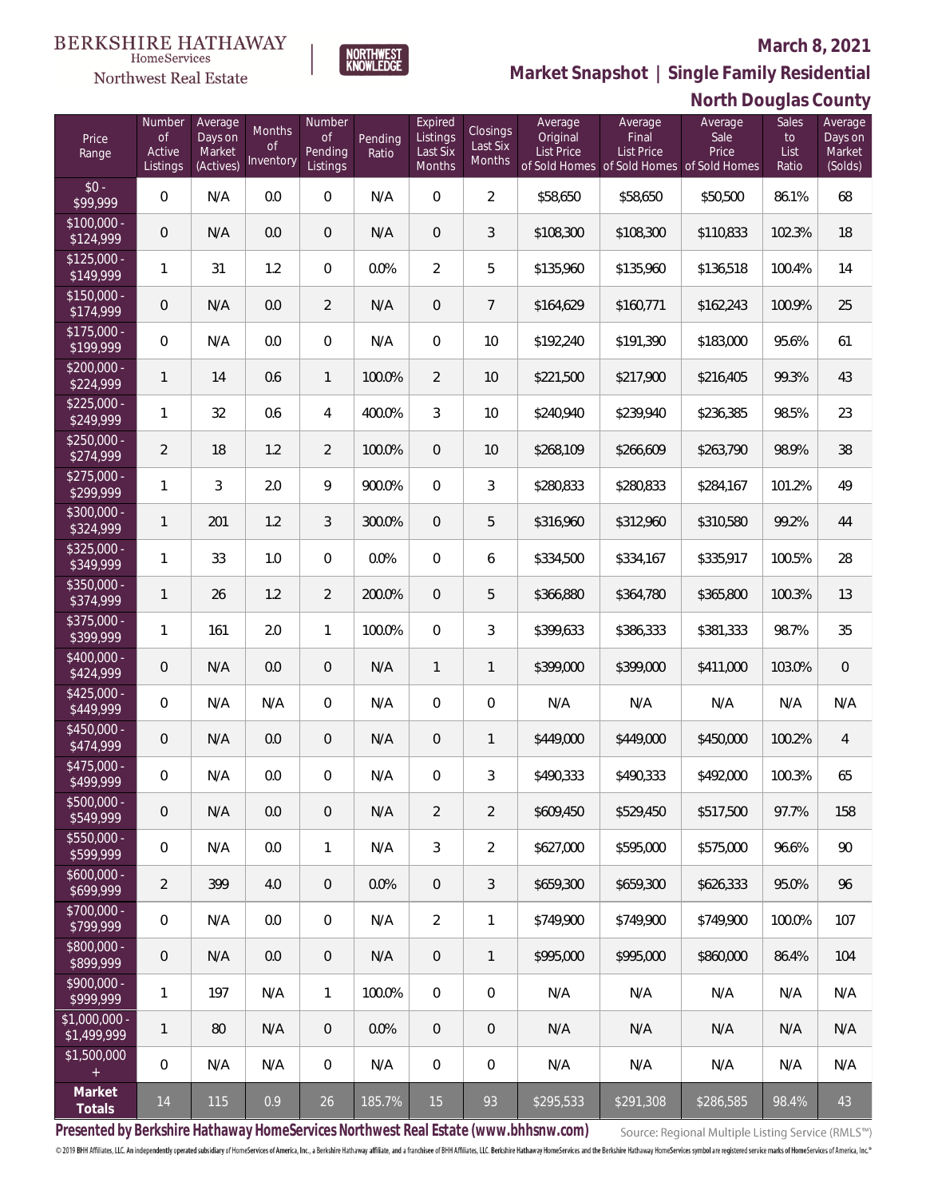BERKSHIRE HATHAWAY HomeServices Northwest Real Estate

NORTHWEST KNOWLEDGE

## March 8, 2021

## Market Snapshot | Single Family Residential

## North Douglas County

| Price Range | Number of Active Listings | Average Days on Market (Actives) | Months of Inventory | Number of Pending Listings | Pending Ratio | Expired Listings Last Six Months | Closings Last Six Months | Average Original List Price of Sold Homes | Average Final List Price of Sold Homes | Average Sale Price of Sold Homes | Sales to List Ratio | Average Days on Market (Solds) |
|---|---|---|---|---|---|---|---|---|---|---|---|---|
| $0 - $99,999 | 0 | N/A | 0.0 | 0 | N/A | 0 | 2 | $58,650 | $58,650 | $50,500 | 86.1% | 68 |
| $100,000 - $124,999 | 0 | N/A | 0.0 | 0 | N/A | 0 | 3 | $108,300 | $108,300 | $110,833 | 102.3% | 18 |
| $125,000 - $149,999 | 1 | 31 | 1.2 | 0 | 0.0% | 2 | 5 | $135,960 | $135,960 | $136,518 | 100.4% | 14 |
| $150,000 - $174,999 | 0 | N/A | 0.0 | 2 | N/A | 0 | 7 | $164,629 | $160,771 | $162,243 | 100.9% | 25 |
| $175,000 - $199,999 | 0 | N/A | 0.0 | 0 | N/A | 0 | 10 | $192,240 | $191,390 | $183,000 | 95.6% | 61 |
| $200,000 - $224,999 | 1 | 14 | 0.6 | 1 | 100.0% | 2 | 10 | $221,500 | $217,900 | $216,405 | 99.3% | 43 |
| $225,000 - $249,999 | 1 | 32 | 0.6 | 4 | 400.0% | 3 | 10 | $240,940 | $239,940 | $236,385 | 98.5% | 23 |
| $250,000 - $274,999 | 2 | 18 | 1.2 | 2 | 100.0% | 0 | 10 | $268,109 | $266,609 | $263,790 | 98.9% | 38 |
| $275,000 - $299,999 | 1 | 3 | 2.0 | 9 | 900.0% | 0 | 3 | $280,833 | $280,833 | $284,167 | 101.2% | 49 |
| $300,000 - $324,999 | 1 | 201 | 1.2 | 3 | 300.0% | 0 | 5 | $316,960 | $312,960 | $310,580 | 99.2% | 44 |
| $325,000 - $349,999 | 1 | 33 | 1.0 | 0 | 0.0% | 0 | 6 | $334,500 | $334,167 | $335,917 | 100.5% | 28 |
| $350,000 - $374,999 | 1 | 26 | 1.2 | 2 | 200.0% | 0 | 5 | $366,880 | $364,780 | $365,800 | 100.3% | 13 |
| $375,000 - $399,999 | 1 | 161 | 2.0 | 1 | 100.0% | 0 | 3 | $399,633 | $386,333 | $381,333 | 98.7% | 35 |
| $400,000 - $424,999 | 0 | N/A | 0.0 | 0 | N/A | 1 | 1 | $399,000 | $399,000 | $411,000 | 103.0% | 0 |
| $425,000 - $449,999 | 0 | N/A | N/A | 0 | N/A | 0 | 0 | N/A | N/A | N/A | N/A | N/A |
| $450,000 - $474,999 | 0 | N/A | 0.0 | 0 | N/A | 0 | 1 | $449,000 | $449,000 | $450,000 | 100.2% | 4 |
| $475,000 - $499,999 | 0 | N/A | 0.0 | 0 | N/A | 0 | 3 | $490,333 | $490,333 | $492,000 | 100.3% | 65 |
| $500,000 - $549,999 | 0 | N/A | 0.0 | 0 | N/A | 2 | 2 | $609,450 | $529,450 | $517,500 | 97.7% | 158 |
| $550,000 - $599,999 | 0 | N/A | 0.0 | 1 | N/A | 3 | 2 | $627,000 | $595,000 | $575,000 | 96.6% | 90 |
| $600,000 - $699,999 | 2 | 399 | 4.0 | 0 | 0.0% | 0 | 3 | $659,300 | $659,300 | $626,333 | 95.0% | 96 |
| $700,000 - $799,999 | 0 | N/A | 0.0 | 0 | N/A | 2 | 1 | $749,900 | $749,900 | $749,900 | 100.0% | 107 |
| $800,000 - $899,999 | 0 | N/A | 0.0 | 0 | N/A | 0 | 1 | $995,000 | $995,000 | $860,000 | 86.4% | 104 |
| $900,000 - $999,999 | 1 | 197 | N/A | 1 | 100.0% | 0 | 0 | N/A | N/A | N/A | N/A | N/A |
| $1,000,000 - $1,499,999 | 1 | 80 | N/A | 0 | 0.0% | 0 | 0 | N/A | N/A | N/A | N/A | N/A |
| $1,500,000 + | 0 | N/A | N/A | 0 | N/A | 0 | 0 | N/A | N/A | N/A | N/A | N/A |
| **Market Totals** | 14 | 115 | 0.9 | 26 | 185.7% | 15 | 93 | $295,533 | $291,308 | $286,585 | 98.4% | 43 |

**Presented by Berkshire Hathaway HomeServices Northwest Real Estate (www.bhhsnw.com)**

Source: Regional Multiple Listing Service (RMLS™)

© 2019 BHH Affiliates, LLC. An independently operated subsidiary of HomeServices of America, Inc., a Berkshire Hathaway affiliate, and a franchisee of BHH Affiliates, LLC. Berkshire Hathaway HomeServices and the Berkshire Hathaway HomeServices symbol are registered service marks of HomeServices of America, Inc.®